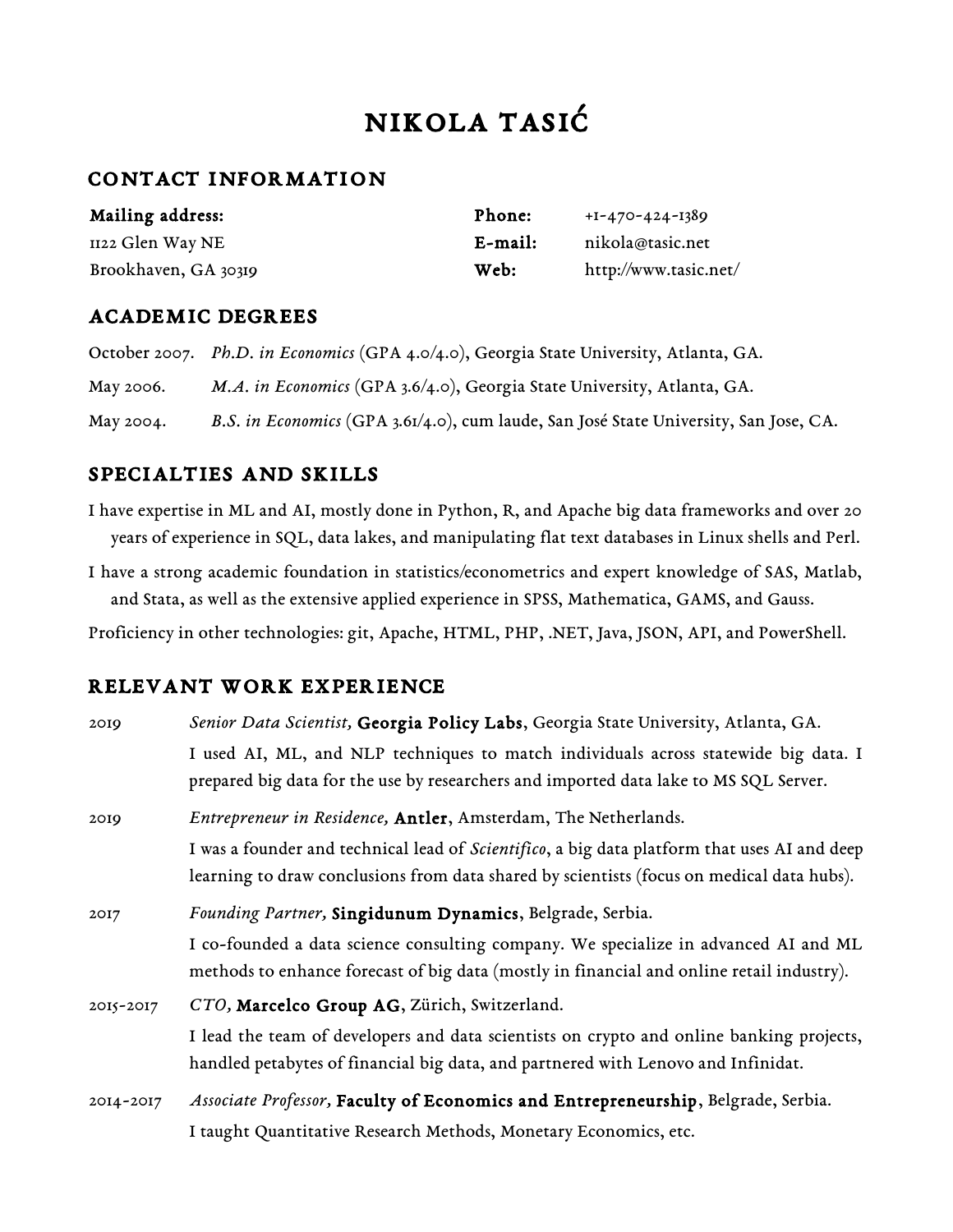# NIKOLA TASIĆ

## CONTACT INFORMATION

**Mailing address:**
1122 Glen Way NE
Brookhaven, GA 30319

**Phone:** +1-470-424-1389
**E-mail:** nikola@tasic.net
**Web:** http://www.tasic.net/

## ACADEMIC DEGREES

October 2007. *Ph.D. in Economics* (GPA 4.0/4.0), Georgia State University, Atlanta, GA.

May 2006. *M.A. in Economics* (GPA 3.6/4.0), Georgia State University, Atlanta, GA.

May 2004. *B.S. in Economics* (GPA 3.61/4.0), cum laude, San José State University, San Jose, CA.

## SPECIALTIES AND SKILLS

I have expertise in ML and AI, mostly done in Python, R, and Apache big data frameworks and over 20 years of experience in SQL, data lakes, and manipulating flat text databases in Linux shells and Perl.

I have a strong academic foundation in statistics/econometrics and expert knowledge of SAS, Matlab, and Stata, as well as the extensive applied experience in SPSS, Mathematica, GAMS, and Gauss.

Proficiency in other technologies: git, Apache, HTML, PHP, .NET, Java, JSON, API, and PowerShell.

## RELEVANT WORK EXPERIENCE

2019 — *Senior Data Scientist,* **Georgia Policy Labs**, Georgia State University, Atlanta, GA.
I used AI, ML, and NLP techniques to match individuals across statewide big data. I prepared big data for the use by researchers and imported data lake to MS SQL Server.

2019 — *Entrepreneur in Residence,* **Antler**, Amsterdam, The Netherlands.
I was a founder and technical lead of *Scientifico*, a big data platform that uses AI and deep learning to draw conclusions from data shared by scientists (focus on medical data hubs).

2017 — *Founding Partner,* **Singidunum Dynamics**, Belgrade, Serbia.
I co-founded a data science consulting company. We specialize in advanced AI and ML methods to enhance forecast of big data (mostly in financial and online retail industry).

2015-2017 — *CTO,* **Marcelco Group AG**, Zürich, Switzerland.
I lead the team of developers and data scientists on crypto and online banking projects, handled petabytes of financial big data, and partnered with Lenovo and Infinidat.

2014-2017 — *Associate Professor,* **Faculty of Economics and Entrepreneurship**, Belgrade, Serbia.
I taught Quantitative Research Methods, Monetary Economics, etc.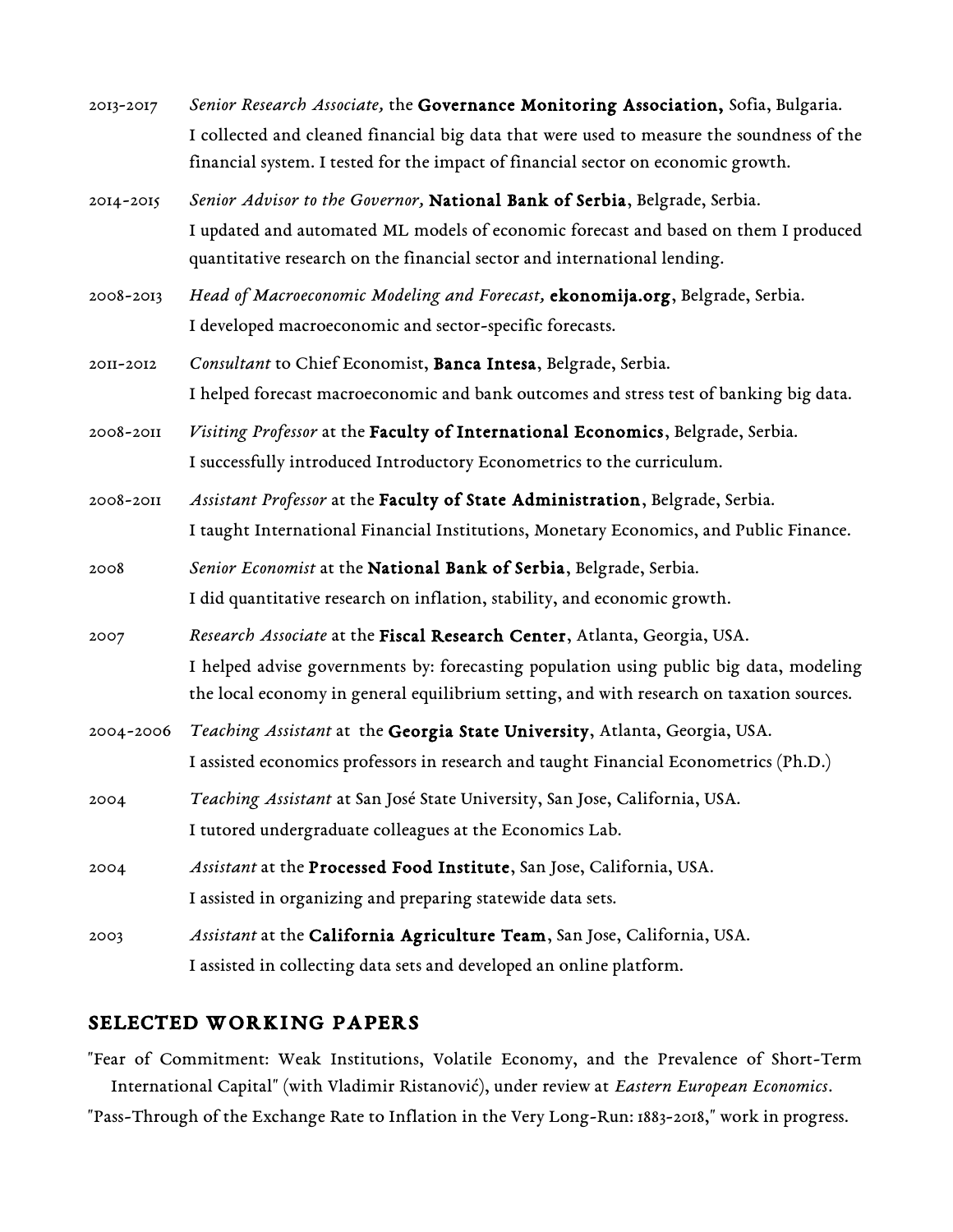2013-2017 *Senior Research Associate,* the **Governance Monitoring Association,** Sofia, Bulgaria.
I collected and cleaned financial big data that were used to measure the soundness of the financial system. I tested for the impact of financial sector on economic growth.

2014-2015 *Senior Advisor to the Governor,* **National Bank of Serbia**, Belgrade, Serbia.
I updated and automated ML models of economic forecast and based on them I produced quantitative research on the financial sector and international lending.

2008-2013 *Head of Macroeconomic Modeling and Forecast,* **ekonomija.org**, Belgrade, Serbia.
I developed macroeconomic and sector-specific forecasts.

2011-2012 *Consultant* to Chief Economist, **Banca Intesa**, Belgrade, Serbia.
I helped forecast macroeconomic and bank outcomes and stress test of banking big data.

2008-2011 *Visiting Professor* at the **Faculty of International Economics**, Belgrade, Serbia.
I successfully introduced Introductory Econometrics to the curriculum.

2008-2011 *Assistant Professor* at the **Faculty of State Administration**, Belgrade, Serbia.
I taught International Financial Institutions, Monetary Economics, and Public Finance.

2008 *Senior Economist* at the **National Bank of Serbia**, Belgrade, Serbia.
I did quantitative research on inflation, stability, and economic growth.

2007 *Research Associate* at the **Fiscal Research Center**, Atlanta, Georgia, USA.
I helped advise governments by: forecasting population using public big data, modeling the local economy in general equilibrium setting, and with research on taxation sources.

2004-2006 *Teaching Assistant* at the **Georgia State University**, Atlanta, Georgia, USA.
I assisted economics professors in research and taught Financial Econometrics (Ph.D.)

2004 *Teaching Assistant* at San José State University, San Jose, California, USA.
I tutored undergraduate colleagues at the Economics Lab.

2004 *Assistant* at the **Processed Food Institute**, San Jose, California, USA.
I assisted in organizing and preparing statewide data sets.

2003 *Assistant* at the **California Agriculture Team**, San Jose, California, USA.
I assisted in collecting data sets and developed an online platform.

## SELECTED WORKING PAPERS

"Fear of Commitment: Weak Institutions, Volatile Economy, and the Prevalence of Short-Term International Capital" (with Vladimir Ristanović), under review at *Eastern European Economics*.

"Pass-Through of the Exchange Rate to Inflation in the Very Long-Run: 1883-2018," work in progress.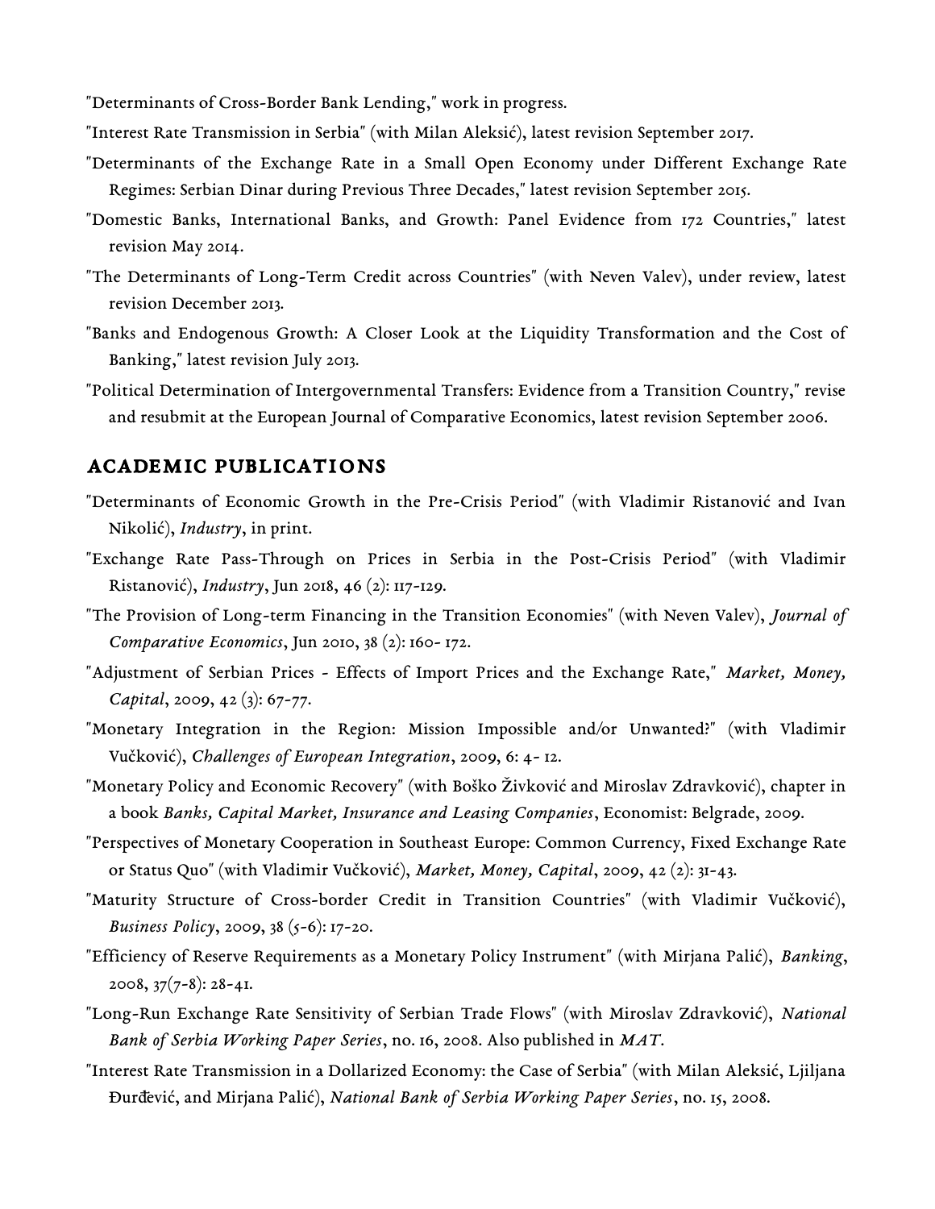"Determinants of Cross-Border Bank Lending," work in progress.

"Interest Rate Transmission in Serbia" (with Milan Aleksić), latest revision September 2017.

"Determinants of the Exchange Rate in a Small Open Economy under Different Exchange Rate Regimes: Serbian Dinar during Previous Three Decades," latest revision September 2015.

"Domestic Banks, International Banks, and Growth: Panel Evidence from 172 Countries," latest revision May 2014.

"The Determinants of Long-Term Credit across Countries" (with Neven Valev), under review, latest revision December 2013.

"Banks and Endogenous Growth: A Closer Look at the Liquidity Transformation and the Cost of Banking," latest revision July 2013.

"Political Determination of Intergovernmental Transfers: Evidence from a Transition Country," revise and resubmit at the European Journal of Comparative Economics, latest revision September 2006.

## ACADEMIC PUBLICATIONS

"Determinants of Economic Growth in the Pre-Crisis Period" (with Vladimir Ristanović and Ivan Nikolić), *Industry*, in print.

"Exchange Rate Pass-Through on Prices in Serbia in the Post-Crisis Period" (with Vladimir Ristanović), *Industry*, Jun 2018, 46 (2): 117-129.

"The Provision of Long-term Financing in the Transition Economies" (with Neven Valev), *Journal of Comparative Economics*, Jun 2010, 38 (2): 160- 172.

"Adjustment of Serbian Prices - Effects of Import Prices and the Exchange Rate," *Market, Money, Capital*, 2009, 42 (3): 67-77.

"Monetary Integration in the Region: Mission Impossible and/or Unwanted?" (with Vladimir Vučković), *Challenges of European Integration*, 2009, 6: 4- 12.

"Monetary Policy and Economic Recovery" (with Boško Živković and Miroslav Zdravković), chapter in a book *Banks, Capital Market, Insurance and Leasing Companies*, Economist: Belgrade, 2009.

"Perspectives of Monetary Cooperation in Southeast Europe: Common Currency, Fixed Exchange Rate or Status Quo" (with Vladimir Vučković), *Market, Money, Capital*, 2009, 42 (2): 31-43.

"Maturity Structure of Cross-border Credit in Transition Countries" (with Vladimir Vučković), *Business Policy*, 2009, 38 (5-6): 17-20.

"Efficiency of Reserve Requirements as a Monetary Policy Instrument" (with Mirjana Palić), *Banking*, 2008, 37(7-8): 28-41.

"Long-Run Exchange Rate Sensitivity of Serbian Trade Flows" (with Miroslav Zdravković), *National Bank of Serbia Working Paper Series*, no. 16, 2008. Also published in *MAT*.

"Interest Rate Transmission in a Dollarized Economy: the Case of Serbia" (with Milan Aleksić, Ljiljana Đurđević, and Mirjana Palić), *National Bank of Serbia Working Paper Series*, no. 15, 2008.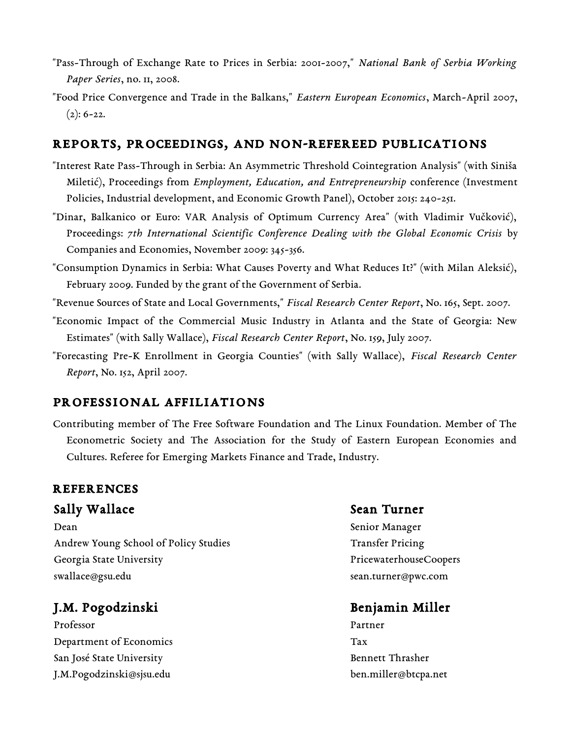"Pass-Through of Exchange Rate to Prices in Serbia: 2001-2007," *National Bank of Serbia Working Paper Series*, no. 11, 2008.

"Food Price Convergence and Trade in the Balkans," *Eastern European Economics*, March-April 2007, (2): 6-22.

## REPORTS, PROCEEDINGS, AND NON-REFEREED PUBLICATIONS

"Interest Rate Pass-Through in Serbia: An Asymmetric Threshold Cointegration Analysis" (with Siniša Miletić), Proceedings from *Employment, Education, and Entrepreneurship* conference (Investment Policies, Industrial development, and Economic Growth Panel), October 2015: 240-251.

"Dinar, Balkanico or Euro: VAR Analysis of Optimum Currency Area" (with Vladimir Vučković), Proceedings: *7th International Scientific Conference Dealing with the Global Economic Crisis* by Companies and Economies, November 2009: 345-356.

"Consumption Dynamics in Serbia: What Causes Poverty and What Reduces It?" (with Milan Aleksić), February 2009. Funded by the grant of the Government of Serbia.

"Revenue Sources of State and Local Governments," *Fiscal Research Center Report*, No. 165, Sept. 2007.

"Economic Impact of the Commercial Music Industry in Atlanta and the State of Georgia: New Estimates" (with Sally Wallace), *Fiscal Research Center Report*, No. 159, July 2007.

"Forecasting Pre-K Enrollment in Georgia Counties" (with Sally Wallace), *Fiscal Research Center Report*, No. 152, April 2007.

## PROFESSIONAL AFFILIATIONS

Contributing member of The Free Software Foundation and The Linux Foundation. Member of The Econometric Society and The Association for the Study of Eastern European Economies and Cultures. Referee for Emerging Markets Finance and Trade, Industry.

## REFERENCES

### Sally Wallace

Dean
Andrew Young School of Policy Studies
Georgia State University
swallace@gsu.edu

### J.M. Pogodzinski

Professor
Department of Economics
San José State University
J.M.Pogodzinski@sjsu.edu

### Sean Turner

Senior Manager
Transfer Pricing
PricewaterhouseCoopers
sean.turner@pwc.com

### Benjamin Miller

Partner
Tax
Bennett Thrasher
ben.miller@btcpa.net